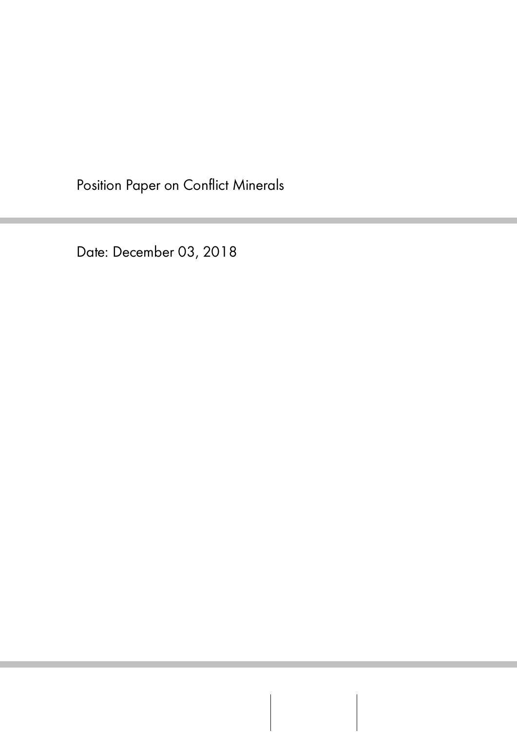# Position Paper on Conflict Minerals

Date: December 03, 2018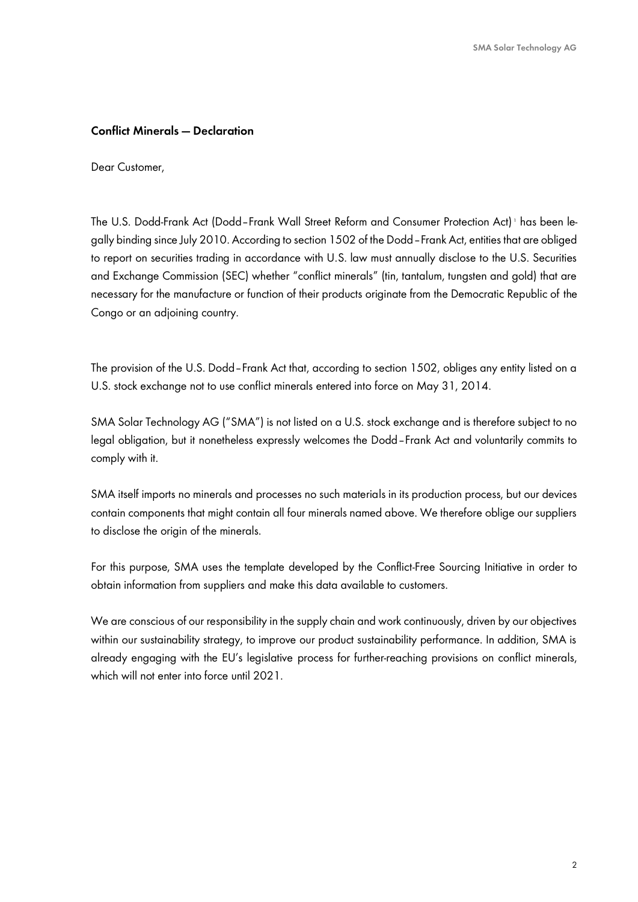## Conflict Minerals — Declaration

Dear Customer,

The U.S. Dodd-Frank Act (Dodd–Frank Wall Street Reform and Consumer Protection Act) [1] has been legally binding since July 2010. According to section 1502 of the Dodd–Frank Act, entities that are obliged to report on securities trading in accordance with U.S. law must annually disclose to the U.S. Securities and Exchange Commission (SEC) whether "conflict minerals" (tin, tantalum, tungsten and gold) that are necessary for the manufacture or function of their products originate from the Democratic Republic of the Congo or an adjoining country.

The provision of the U.S. Dodd–Frank Act that, according to section 1502, obliges any entity listed on a U.S. stock exchange not to use conflict minerals entered into force on May 31, 2014.

SMA Solar Technology AG ("SMA") is not listed on a U.S. stock exchange and is therefore subject to no legal obligation, but it nonetheless expressly welcomes the Dodd–Frank Act and voluntarily commits to comply with it.

SMA itself imports no minerals and processes no such materials in its production process, but our devices contain components that might contain all four minerals named above. We therefore oblige our suppliers to disclose the origin of the minerals.

For this purpose, SMA uses the template developed by the Conflict-Free Sourcing Initiative in order to obtain information from suppliers and make this data available to customers.

We are conscious of our responsibility in the supply chain and work continuously, driven by our objectives within our sustainability strategy, to improve our product sustainability performance. In addition, SMA is already engaging with the EU's legislative process for further-reaching provisions on conflict minerals, which will not enter into force until 2021.